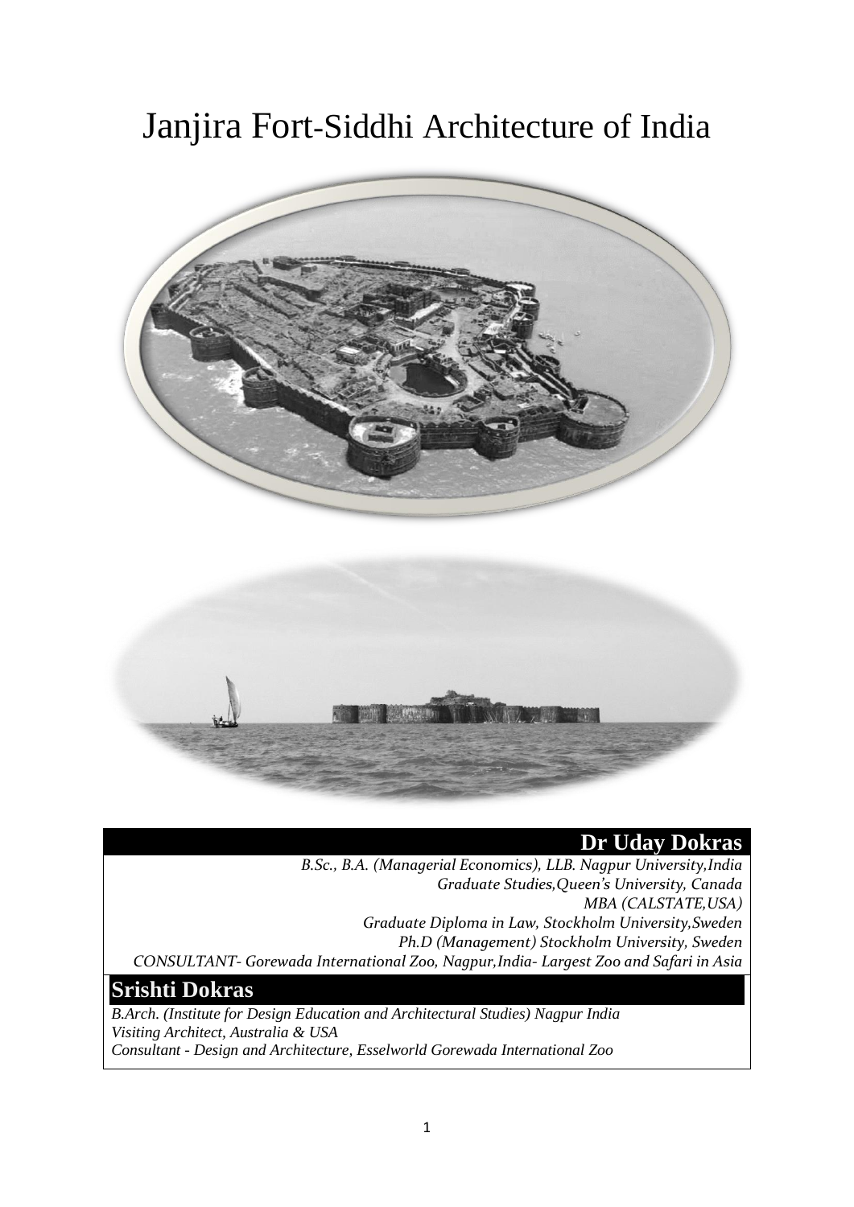# Janjira Fort-Siddhi Architecture of India

## Dr Uday Dokras

*B.Sc., B.A. (Managerial Economics), LLB. Nagpur University,India*
*Graduate Studies,Queen's University, Canada*
*MBA (CALSTATE,USA)*
*Graduate Diploma in Law, Stockholm University,Sweden*
*Ph.D (Management) Stockholm University, Sweden*
*CONSULTANT- Gorewada International Zoo, Nagpur,India- Largest Zoo and Safari in Asia*

## Srishti Dokras

*B.Arch. (Institute for Design Education and Architectural Studies) Nagpur India*
*Visiting Architect, Australia & USA*
*Consultant - Design and Architecture, Esselworld Gorewada International Zoo*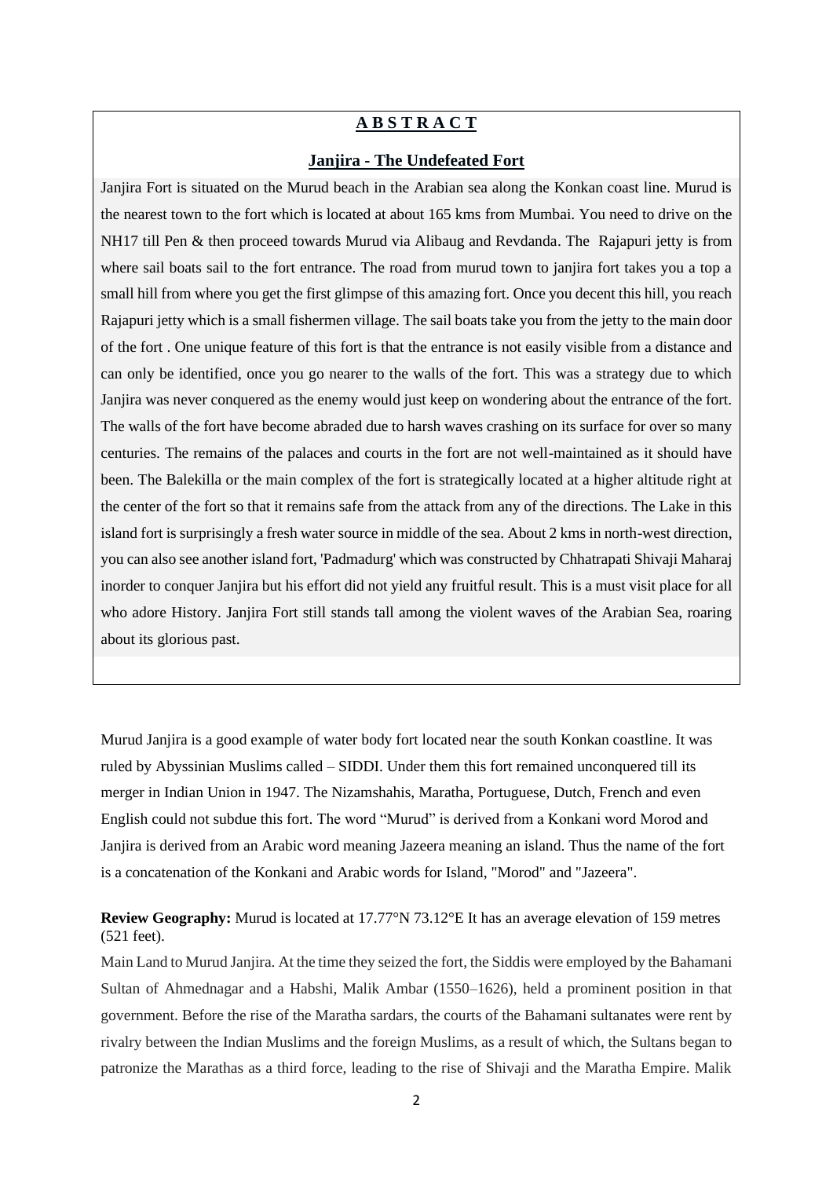## A B S T R A C T

### Janjira - The Undefeated Fort

Janjira Fort is situated on the Murud beach in the Arabian sea along the Konkan coast line. Murud is the nearest town to the fort which is located at about 165 kms from Mumbai. You need to drive on the NH17 till Pen & then proceed towards Murud via Alibaug and Revdanda. The Rajapuri jetty is from where sail boats sail to the fort entrance. The road from murud town to janjira fort takes you a top a small hill from where you get the first glimpse of this amazing fort. Once you decent this hill, you reach Rajapuri jetty which is a small fishermen village. The sail boats take you from the jetty to the main door of the fort . One unique feature of this fort is that the entrance is not easily visible from a distance and can only be identified, once you go nearer to the walls of the fort. This was a strategy due to which Janjira was never conquered as the enemy would just keep on wondering about the entrance of the fort. The walls of the fort have become abraded due to harsh waves crashing on its surface for over so many centuries. The remains of the palaces and courts in the fort are not well-maintained as it should have been. The Balekilla or the main complex of the fort is strategically located at a higher altitude right at the center of the fort so that it remains safe from the attack from any of the directions. The Lake in this island fort is surprisingly a fresh water source in middle of the sea. About 2 kms in north-west direction, you can also see another island fort, 'Padmadurg' which was constructed by Chhatrapati Shivaji Maharaj inorder to conquer Janjira but his effort did not yield any fruitful result. This is a must visit place for all who adore History. Janjira Fort still stands tall among the violent waves of the Arabian Sea, roaring about its glorious past.

Murud Janjira is a good example of water body fort located near the south Konkan coastline. It was ruled by Abyssinian Muslims called – SIDDI. Under them this fort remained unconquered till its merger in Indian Union in 1947. The Nizamshahis, Maratha, Portuguese, Dutch, French and even English could not subdue this fort. The word "Murud" is derived from a Konkani word Morod and Janjira is derived from an Arabic word meaning Jazeera meaning an island. Thus the name of the fort is a concatenation of the Konkani and Arabic words for Island, "Morod" and "Jazeera".

**Review Geography:** Murud is located at 17.77°N 73.12°E It has an average elevation of 159 metres (521 feet).

Main Land to Murud Janjira. At the time they seized the fort, the Siddis were employed by the Bahamani Sultan of Ahmednagar and a Habshi, Malik Ambar (1550–1626), held a prominent position in that government. Before the rise of the Maratha sardars, the courts of the Bahamani sultanates were rent by rivalry between the Indian Muslims and the foreign Muslims, as a result of which, the Sultans began to patronize the Marathas as a third force, leading to the rise of Shivaji and the Maratha Empire. Malik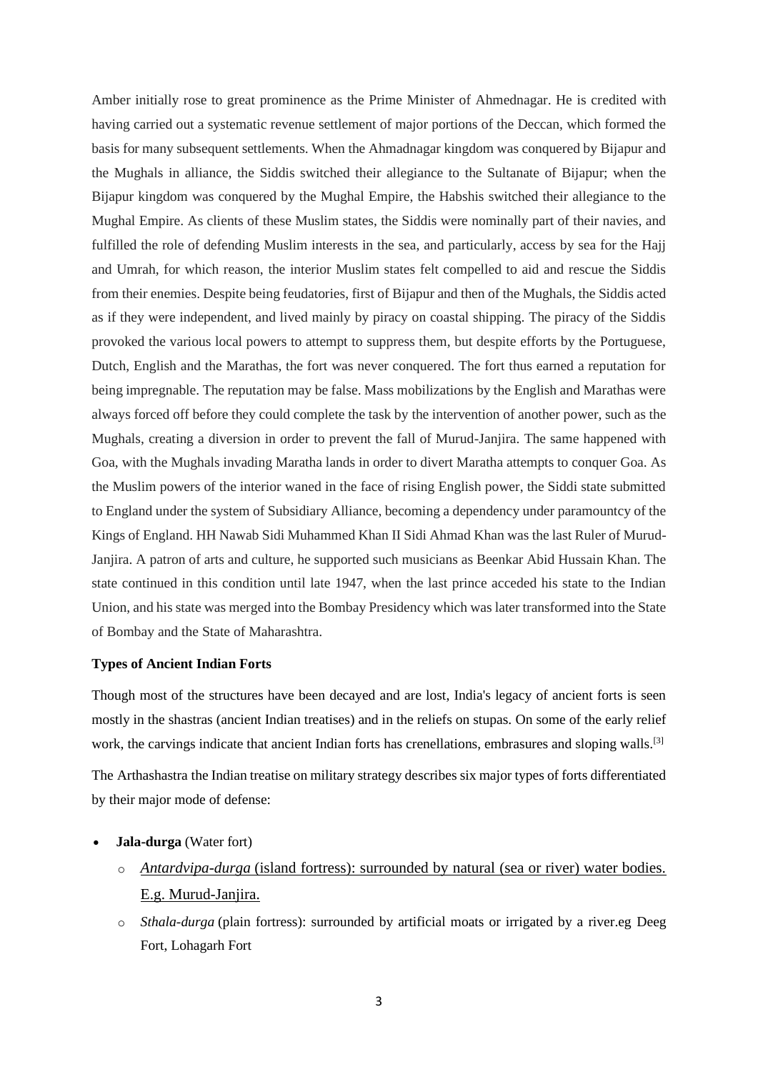Amber initially rose to great prominence as the Prime Minister of Ahmednagar. He is credited with having carried out a systematic revenue settlement of major portions of the Deccan, which formed the basis for many subsequent settlements. When the Ahmadnagar kingdom was conquered by Bijapur and the Mughals in alliance, the Siddis switched their allegiance to the Sultanate of Bijapur; when the Bijapur kingdom was conquered by the Mughal Empire, the Habshis switched their allegiance to the Mughal Empire. As clients of these Muslim states, the Siddis were nominally part of their navies, and fulfilled the role of defending Muslim interests in the sea, and particularly, access by sea for the Hajj and Umrah, for which reason, the interior Muslim states felt compelled to aid and rescue the Siddis from their enemies. Despite being feudatories, first of Bijapur and then of the Mughals, the Siddis acted as if they were independent, and lived mainly by piracy on coastal shipping. The piracy of the Siddis provoked the various local powers to attempt to suppress them, but despite efforts by the Portuguese, Dutch, English and the Marathas, the fort was never conquered. The fort thus earned a reputation for being impregnable. The reputation may be false. Mass mobilizations by the English and Marathas were always forced off before they could complete the task by the intervention of another power, such as the Mughals, creating a diversion in order to prevent the fall of Murud-Janjira. The same happened with Goa, with the Mughals invading Maratha lands in order to divert Maratha attempts to conquer Goa. As the Muslim powers of the interior waned in the face of rising English power, the Siddi state submitted to England under the system of Subsidiary Alliance, becoming a dependency under paramountcy of the Kings of England. HH Nawab Sidi Muhammed Khan II Sidi Ahmad Khan was the last Ruler of Murud-Janjira. A patron of arts and culture, he supported such musicians as Beenkar Abid Hussain Khan. The state continued in this condition until late 1947, when the last prince acceded his state to the Indian Union, and his state was merged into the Bombay Presidency which was later transformed into the State of Bombay and the State of Maharashtra.

**Types of Ancient Indian Forts**

Though most of the structures have been decayed and are lost, India's legacy of ancient forts is seen mostly in the shastras (ancient Indian treatises) and in the reliefs on stupas. On some of the early relief work, the carvings indicate that ancient Indian forts has crenellations, embrasures and sloping walls.[3]

The Arthashastra the Indian treatise on military strategy describes six major types of forts differentiated by their major mode of defense:

- **Jala-durga** (Water fort)
  - *Antardvipa-durga* (island fortress): surrounded by natural (sea or river) water bodies. E.g. Murud-Janjira.
  - *Sthala-durga* (plain fortress): surrounded by artificial moats or irrigated by a river.eg Deeg Fort, Lohagarh Fort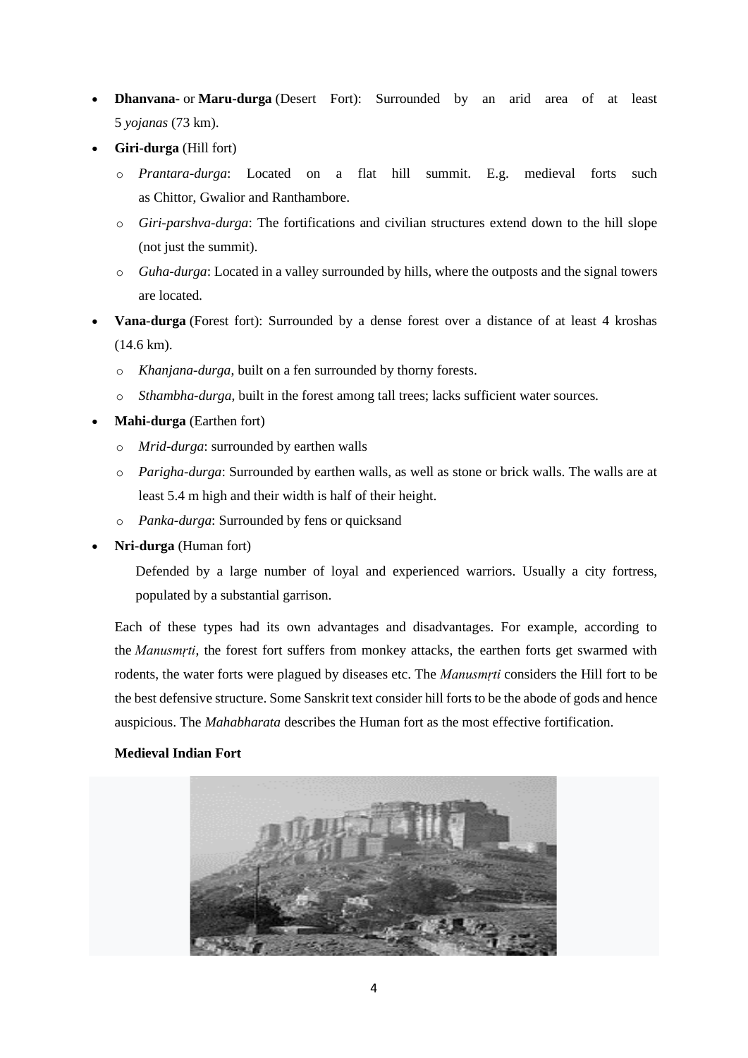- **Dhanvana-** or **Maru-durga** (Desert Fort): Surrounded by an arid area of at least 5 *yojanas* (73 km).
- **Giri-durga** (Hill fort)
  - *Prantara-durga*: Located on a flat hill summit. E.g. medieval forts such as Chittor, Gwalior and Ranthambore.
  - *Giri-parshva-durga*: The fortifications and civilian structures extend down to the hill slope (not just the summit).
  - *Guha-durga*: Located in a valley surrounded by hills, where the outposts and the signal towers are located.
- **Vana-durga** (Forest fort): Surrounded by a dense forest over a distance of at least 4 kroshas (14.6 km).
  - *Khanjana-durga*, built on a fen surrounded by thorny forests.
  - *Sthambha-durga*, built in the forest among tall trees; lacks sufficient water sources.
- **Mahi-durga** (Earthen fort)
  - *Mrid-durga*: surrounded by earthen walls
  - *Parigha-durga*: Surrounded by earthen walls, as well as stone or brick walls. The walls are at least 5.4 m high and their width is half of their height.
  - *Panka-durga*: Surrounded by fens or quicksand
- **Nri-durga** (Human fort)

  Defended by a large number of loyal and experienced warriors. Usually a city fortress, populated by a substantial garrison.

Each of these types had its own advantages and disadvantages. For example, according to the *Manusmṛti*, the forest fort suffers from monkey attacks, the earthen forts get swarmed with rodents, the water forts were plagued by diseases etc. The *Manusmṛti* considers the Hill fort to be the best defensive structure. Some Sanskrit text consider hill forts to be the abode of gods and hence auspicious. The *Mahabharata* describes the Human fort as the most effective fortification.

**Medieval Indian Fort**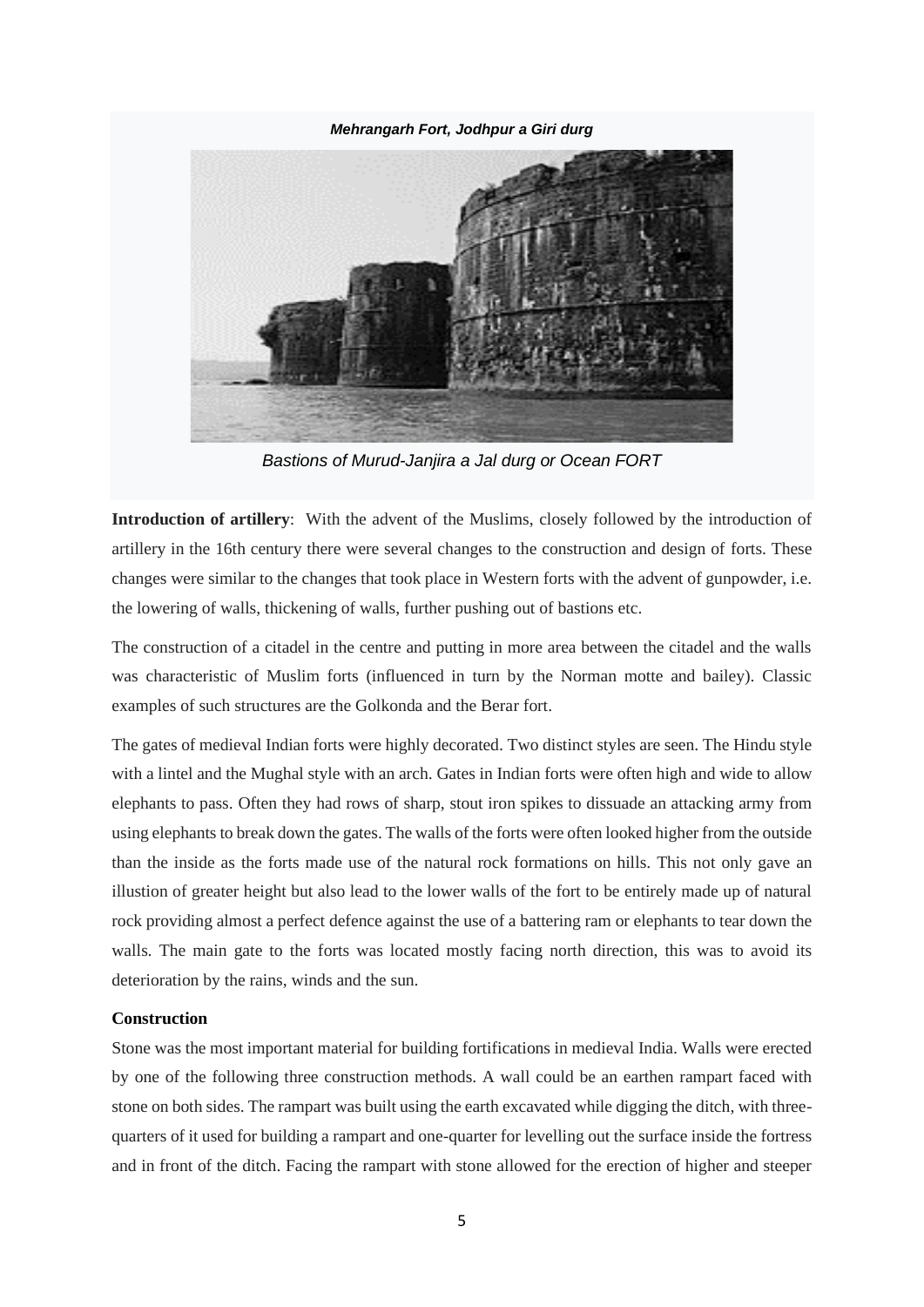*Mehrangarh Fort, Jodhpur a Giri durg*

*Bastions of Murud-Janjira a Jal durg or Ocean FORT*

**Introduction of artillery**: With the advent of the Muslims, closely followed by the introduction of artillery in the 16th century there were several changes to the construction and design of forts. These changes were similar to the changes that took place in Western forts with the advent of gunpowder, i.e. the lowering of walls, thickening of walls, further pushing out of bastions etc.

The construction of a citadel in the centre and putting in more area between the citadel and the walls was characteristic of Muslim forts (influenced in turn by the Norman motte and bailey). Classic examples of such structures are the Golkonda and the Berar fort.

The gates of medieval Indian forts were highly decorated. Two distinct styles are seen. The Hindu style with a lintel and the Mughal style with an arch. Gates in Indian forts were often high and wide to allow elephants to pass. Often they had rows of sharp, stout iron spikes to dissuade an attacking army from using elephants to break down the gates. The walls of the forts were often looked higher from the outside than the inside as the forts made use of the natural rock formations on hills. This not only gave an illusion of greater height but also lead to the lower walls of the fort to be entirely made up of natural rock providing almost a perfect defence against the use of a battering ram or elephants to tear down the walls. The main gate to the forts was located mostly facing north direction, this was to avoid its deterioration by the rains, winds and the sun.

**Construction**

Stone was the most important material for building fortifications in medieval India. Walls were erected by one of the following three construction methods. A wall could be an earthen rampart faced with stone on both sides. The rampart was built using the earth excavated while digging the ditch, with three-quarters of it used for building a rampart and one-quarter for levelling out the surface inside the fortress and in front of the ditch. Facing the rampart with stone allowed for the erection of higher and steeper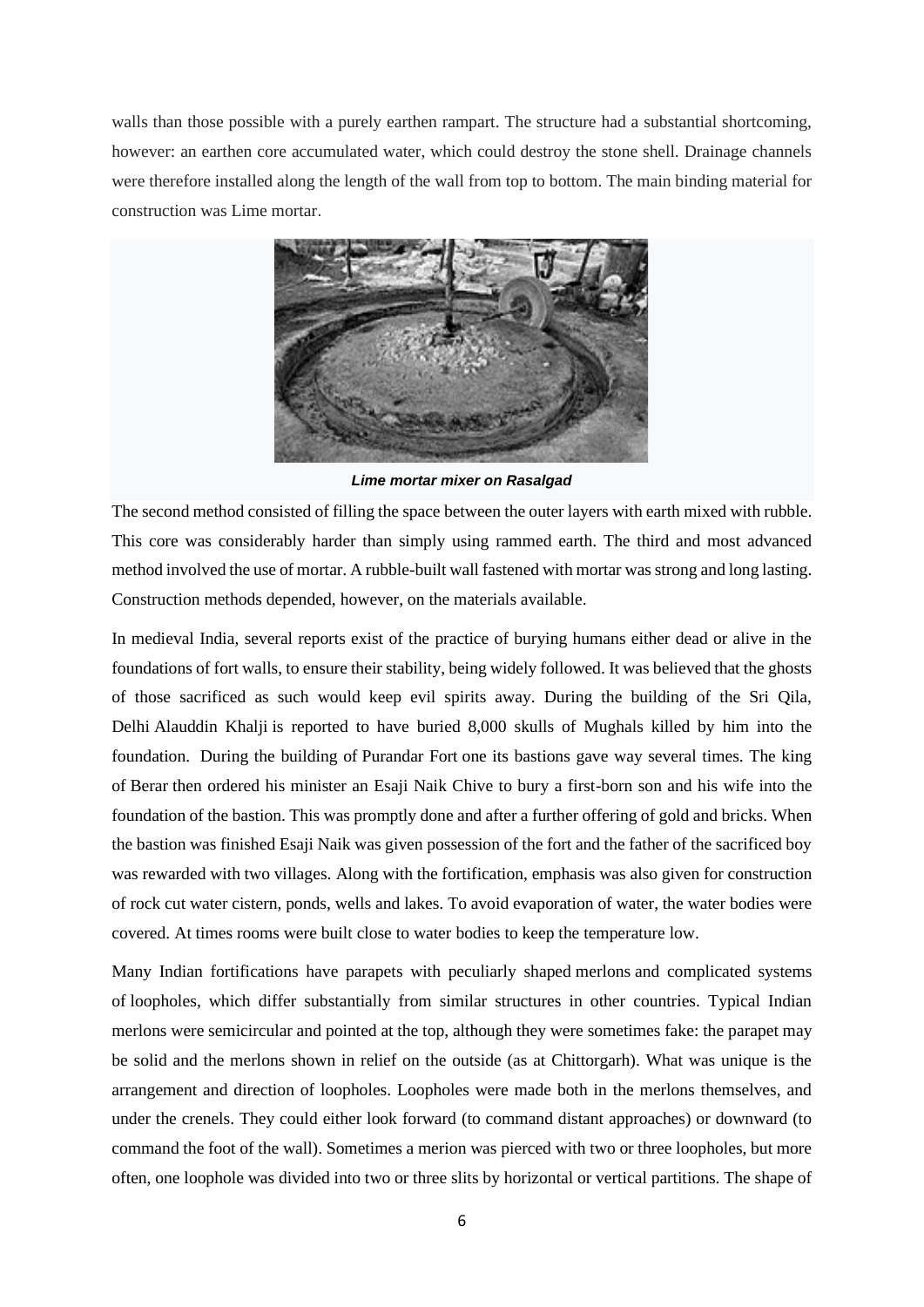walls than those possible with a purely earthen rampart. The structure had a substantial shortcoming, however: an earthen core accumulated water, which could destroy the stone shell. Drainage channels were therefore installed along the length of the wall from top to bottom. The main binding material for construction was Lime mortar.

***Lime mortar mixer on Rasalgad***

The second method consisted of filling the space between the outer layers with earth mixed with rubble. This core was considerably harder than simply using rammed earth. The third and most advanced method involved the use of mortar. A rubble-built wall fastened with mortar was strong and long lasting. Construction methods depended, however, on the materials available.

In medieval India, several reports exist of the practice of burying humans either dead or alive in the foundations of fort walls, to ensure their stability, being widely followed. It was believed that the ghosts of those sacrificed as such would keep evil spirits away. During the building of the Sri Qila, Delhi Alauddin Khalji is reported to have buried 8,000 skulls of Mughals killed by him into the foundation. During the building of Purandar Fort one its bastions gave way several times. The king of Berar then ordered his minister an Esaji Naik Chive to bury a first-born son and his wife into the foundation of the bastion. This was promptly done and after a further offering of gold and bricks. When the bastion was finished Esaji Naik was given possession of the fort and the father of the sacrificed boy was rewarded with two villages. Along with the fortification, emphasis was also given for construction of rock cut water cistern, ponds, wells and lakes. To avoid evaporation of water, the water bodies were covered. At times rooms were built close to water bodies to keep the temperature low.

Many Indian fortifications have parapets with peculiarly shaped merlons and complicated systems of loopholes, which differ substantially from similar structures in other countries. Typical Indian merlons were semicircular and pointed at the top, although they were sometimes fake: the parapet may be solid and the merlons shown in relief on the outside (as at Chittorgarh). What was unique is the arrangement and direction of loopholes. Loopholes were made both in the merlons themselves, and under the crenels. They could either look forward (to command distant approaches) or downward (to command the foot of the wall). Sometimes a merion was pierced with two or three loopholes, but more often, one loophole was divided into two or three slits by horizontal or vertical partitions. The shape of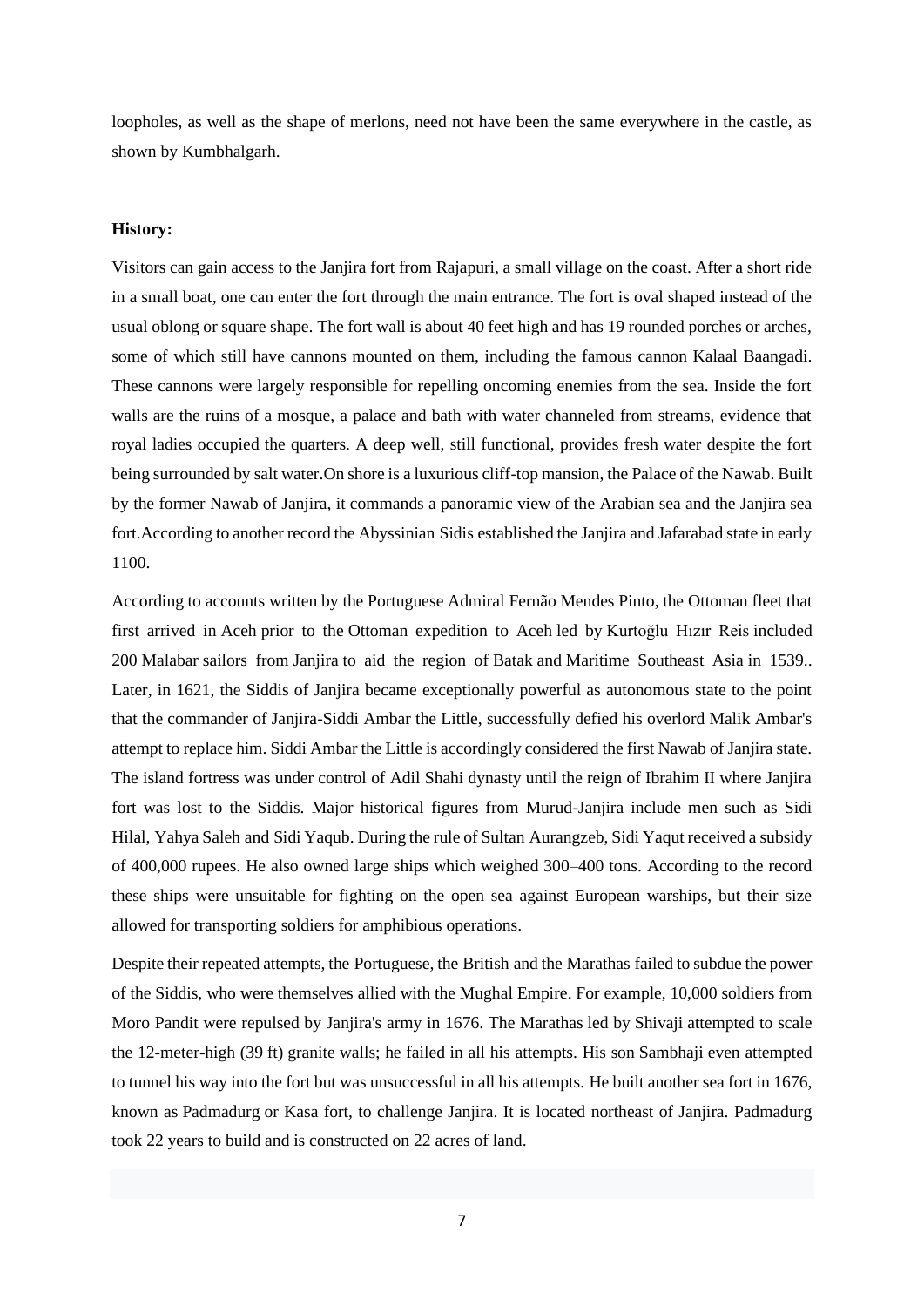loopholes, as well as the shape of merlons, need not have been the same everywhere in the castle, as shown by Kumbhalgarh.

**History:**

Visitors can gain access to the Janjira fort from Rajapuri, a small village on the coast. After a short ride in a small boat, one can enter the fort through the main entrance. The fort is oval shaped instead of the usual oblong or square shape. The fort wall is about 40 feet high and has 19 rounded porches or arches, some of which still have cannons mounted on them, including the famous cannon Kalaal Baangadi. These cannons were largely responsible for repelling oncoming enemies from the sea. Inside the fort walls are the ruins of a mosque, a palace and bath with water channeled from streams, evidence that royal ladies occupied the quarters. A deep well, still functional, provides fresh water despite the fort being surrounded by salt water.On shore is a luxurious cliff-top mansion, the Palace of the Nawab. Built by the former Nawab of Janjira, it commands a panoramic view of the Arabian sea and the Janjira sea fort.According to another record the Abyssinian Sidis established the Janjira and Jafarabad state in early 1100.

According to accounts written by the Portuguese Admiral Fernão Mendes Pinto, the Ottoman fleet that first arrived in Aceh prior to the Ottoman expedition to Aceh led by Kurtoğlu Hızır Reis included 200 Malabar sailors from Janjira to aid the region of Batak and Maritime Southeast Asia in 1539.. Later, in 1621, the Siddis of Janjira became exceptionally powerful as autonomous state to the point that the commander of Janjira-Siddi Ambar the Little, successfully defied his overlord Malik Ambar's attempt to replace him. Siddi Ambar the Little is accordingly considered the first Nawab of Janjira state. The island fortress was under control of Adil Shahi dynasty until the reign of Ibrahim II where Janjira fort was lost to the Siddis. Major historical figures from Murud-Janjira include men such as Sidi Hilal, Yahya Saleh and Sidi Yaqub. During the rule of Sultan Aurangzeb, Sidi Yaqut received a subsidy of 400,000 rupees. He also owned large ships which weighed 300–400 tons. According to the record these ships were unsuitable for fighting on the open sea against European warships, but their size allowed for transporting soldiers for amphibious operations.

Despite their repeated attempts, the Portuguese, the British and the Marathas failed to subdue the power of the Siddis, who were themselves allied with the Mughal Empire. For example, 10,000 soldiers from Moro Pandit were repulsed by Janjira's army in 1676. The Marathas led by Shivaji attempted to scale the 12-meter-high (39 ft) granite walls; he failed in all his attempts. His son Sambhaji even attempted to tunnel his way into the fort but was unsuccessful in all his attempts. He built another sea fort in 1676, known as Padmadurg or Kasa fort, to challenge Janjira. It is located northeast of Janjira. Padmadurg took 22 years to build and is constructed on 22 acres of land.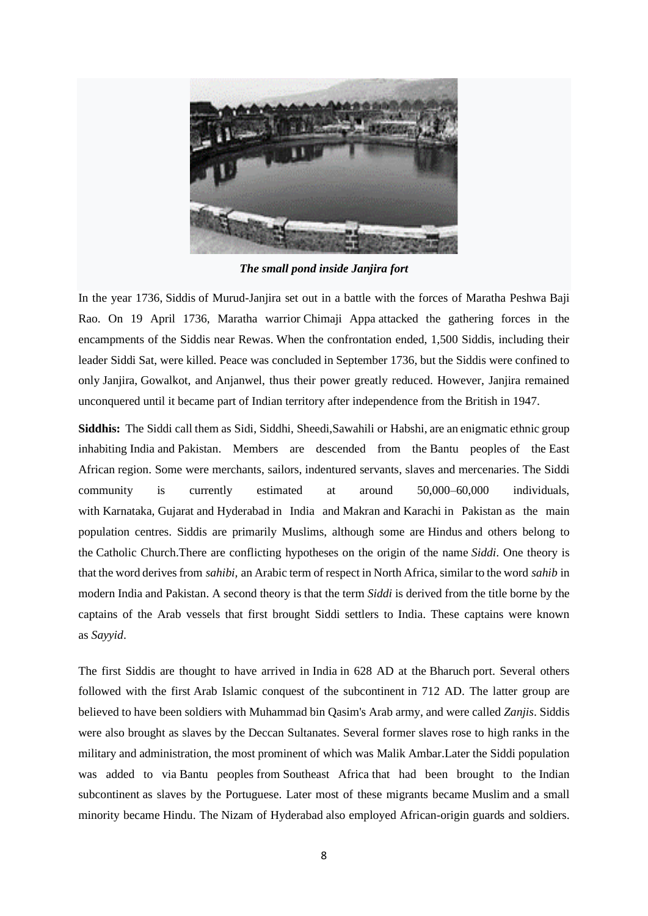*The small pond inside Janjira fort*

In the year 1736, Siddis of Murud-Janjira set out in a battle with the forces of Maratha Peshwa Baji Rao. On 19 April 1736, Maratha warrior Chimaji Appa attacked the gathering forces in the encampments of the Siddis near Rewas. When the confrontation ended, 1,500 Siddis, including their leader Siddi Sat, were killed. Peace was concluded in September 1736, but the Siddis were confined to only Janjira, Gowalkot, and Anjanwel, thus their power greatly reduced. However, Janjira remained unconquered until it became part of Indian territory after independence from the British in 1947.

**Siddhis:** The Siddi call them as Sidi, Siddhi, Sheedi,Sawahili or Habshi, are an enigmatic ethnic group inhabiting India and Pakistan. Members are descended from the Bantu peoples of the East African region. Some were merchants, sailors, indentured servants, slaves and mercenaries. The Siddi community is currently estimated at around 50,000–60,000 individuals, with Karnataka, Gujarat and Hyderabad in India and Makran and Karachi in Pakistan as the main population centres. Siddis are primarily Muslims, although some are Hindus and others belong to the Catholic Church.There are conflicting hypotheses on the origin of the name *Siddi*. One theory is that the word derives from *sahibi,* an Arabic term of respect in North Africa, similar to the word *sahib* in modern India and Pakistan. A second theory is that the term *Siddi* is derived from the title borne by the captains of the Arab vessels that first brought Siddi settlers to India. These captains were known as *Sayyid*.

The first Siddis are thought to have arrived in India in 628 AD at the Bharuch port. Several others followed with the first Arab Islamic conquest of the subcontinent in 712 AD. The latter group are believed to have been soldiers with Muhammad bin Qasim's Arab army, and were called *Zanjis*. Siddis were also brought as slaves by the Deccan Sultanates. Several former slaves rose to high ranks in the military and administration, the most prominent of which was Malik Ambar.Later the Siddi population was added to via Bantu peoples from Southeast Africa that had been brought to the Indian subcontinent as slaves by the Portuguese. Later most of these migrants became Muslim and a small minority became Hindu. The Nizam of Hyderabad also employed African-origin guards and soldiers.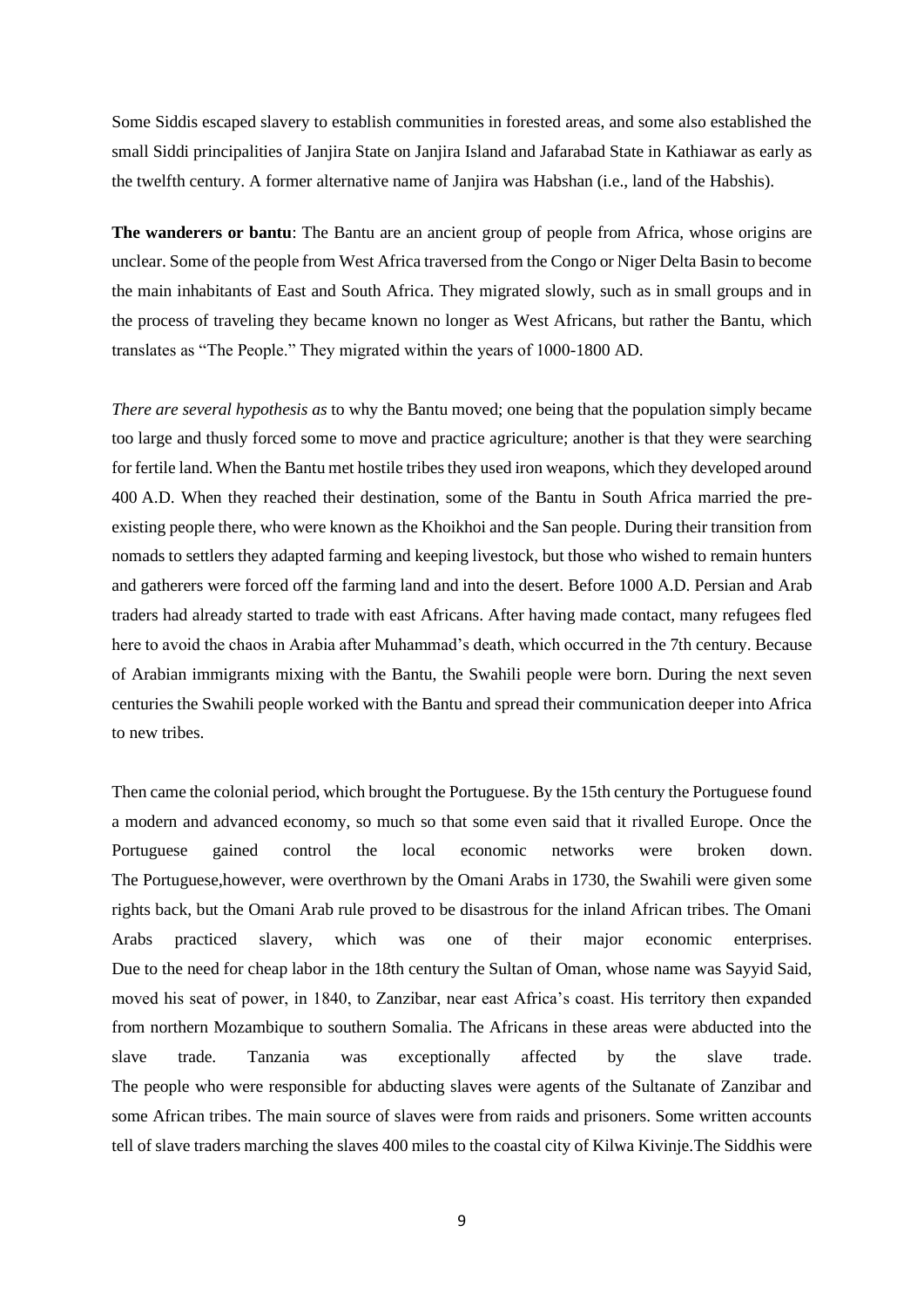Some Siddis escaped slavery to establish communities in forested areas, and some also established the small Siddi principalities of Janjira State on Janjira Island and Jafarabad State in Kathiawar as early as the twelfth century. A former alternative name of Janjira was Habshan (i.e., land of the Habshis).

**The wanderers or bantu**: The Bantu are an ancient group of people from Africa, whose origins are unclear. Some of the people from West Africa traversed from the Congo or Niger Delta Basin to become the main inhabitants of East and South Africa. They migrated slowly, such as in small groups and in the process of traveling they became known no longer as West Africans, but rather the Bantu, which translates as "The People." They migrated within the years of 1000-1800 AD.

*There are several hypothesis as* to why the Bantu moved; one being that the population simply became too large and thusly forced some to move and practice agriculture; another is that they were searching for fertile land. When the Bantu met hostile tribes they used iron weapons, which they developed around 400 A.D. When they reached their destination, some of the Bantu in South Africa married the pre-existing people there, who were known as the Khoikhoi and the San people. During their transition from nomads to settlers they adapted farming and keeping livestock, but those who wished to remain hunters and gatherers were forced off the farming land and into the desert. Before 1000 A.D. Persian and Arab traders had already started to trade with east Africans. After having made contact, many refugees fled here to avoid the chaos in Arabia after Muhammad's death, which occurred in the 7th century. Because of Arabian immigrants mixing with the Bantu, the Swahili people were born. During the next seven centuries the Swahili people worked with the Bantu and spread their communication deeper into Africa to new tribes.

Then came the colonial period, which brought the Portuguese. By the 15th century the Portuguese found a modern and advanced economy, so much so that some even said that it rivalled Europe. Once the Portuguese gained control the local economic networks were broken down. The Portuguese,however, were overthrown by the Omani Arabs in 1730, the Swahili were given some rights back, but the Omani Arab rule proved to be disastrous for the inland African tribes. The Omani Arabs practiced slavery, which was one of their major economic enterprises. Due to the need for cheap labor in the 18th century the Sultan of Oman, whose name was Sayyid Said, moved his seat of power, in 1840, to Zanzibar, near east Africa's coast. His territory then expanded from northern Mozambique to southern Somalia. The Africans in these areas were abducted into the slave trade. Tanzania was exceptionally affected by the slave trade. The people who were responsible for abducting slaves were agents of the Sultanate of Zanzibar and some African tribes. The main source of slaves were from raids and prisoners. Some written accounts tell of slave traders marching the slaves 400 miles to the coastal city of Kilwa Kivinje.The Siddhis were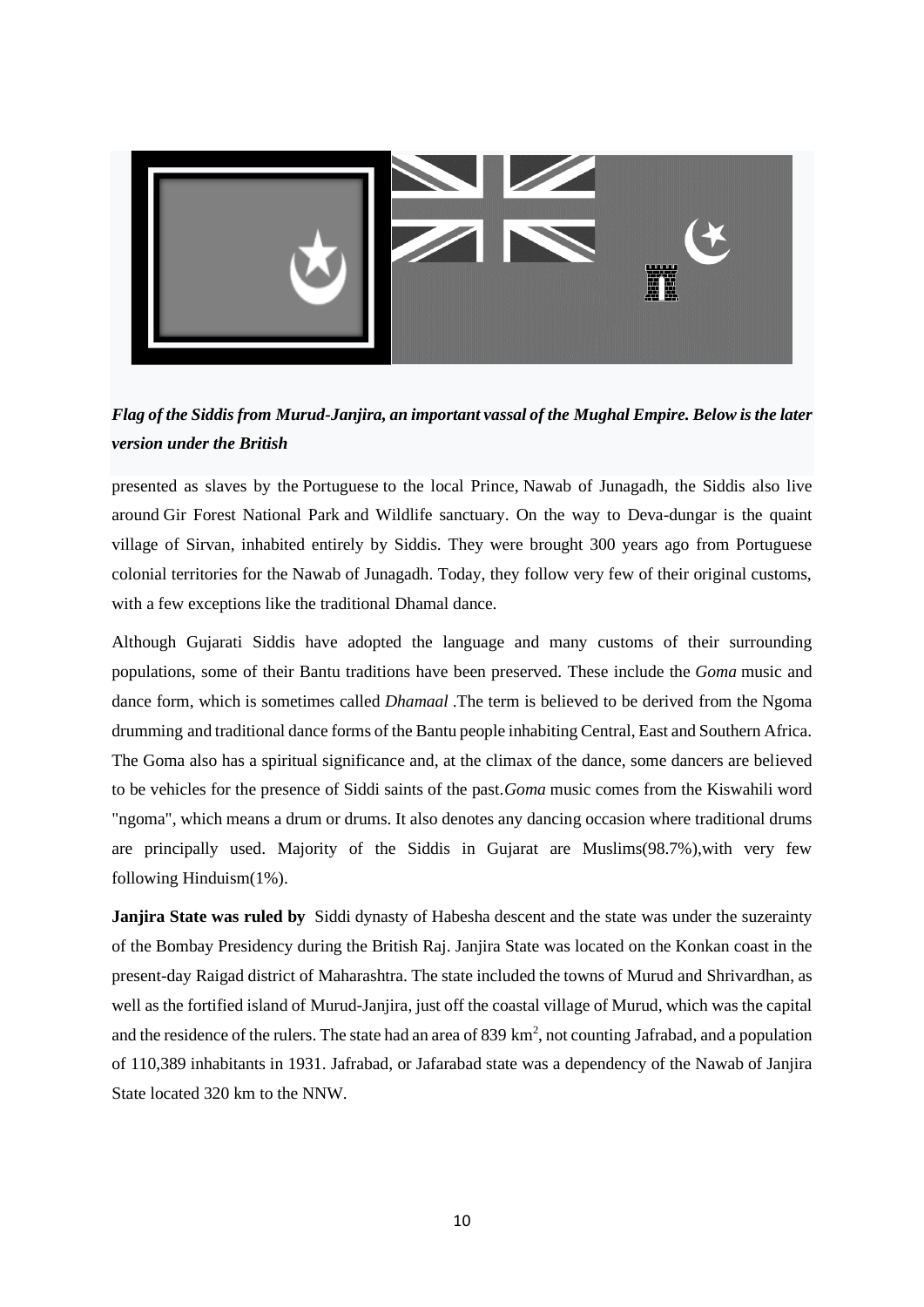***Flag of the Siddis from Murud-Janjira, an important vassal of the Mughal Empire. Below is the later version under the British***

presented as slaves by the Portuguese to the local Prince, Nawab of Junagadh, the Siddis also live around Gir Forest National Park and Wildlife sanctuary. On the way to Deva-dungar is the quaint village of Sirvan, inhabited entirely by Siddis. They were brought 300 years ago from Portuguese colonial territories for the Nawab of Junagadh. Today, they follow very few of their original customs, with a few exceptions like the traditional Dhamal dance.

Although Gujarati Siddis have adopted the language and many customs of their surrounding populations, some of their Bantu traditions have been preserved. These include the *Goma* music and dance form, which is sometimes called *Dhamaal* .The term is believed to be derived from the Ngoma drumming and traditional dance forms of the Bantu people inhabiting Central, East and Southern Africa. The Goma also has a spiritual significance and, at the climax of the dance, some dancers are believed to be vehicles for the presence of Siddi saints of the past.*Goma* music comes from the Kiswahili word "ngoma", which means a drum or drums. It also denotes any dancing occasion where traditional drums are principally used. Majority of the Siddis in Gujarat are Muslims(98.7%),with very few following Hinduism(1%).

**Janjira State was ruled by** Siddi dynasty of Habesha descent and the state was under the suzerainty of the Bombay Presidency during the British Raj. Janjira State was located on the Konkan coast in the present-day Raigad district of Maharashtra. The state included the towns of Murud and Shrivardhan, as well as the fortified island of Murud-Janjira, just off the coastal village of Murud, which was the capital and the residence of the rulers. The state had an area of 839 $km^2$, not counting Jafrabad, and a population of 110,389 inhabitants in 1931. Jafrabad, or Jafarabad state was a dependency of the Nawab of Janjira State located 320 km to the NNW.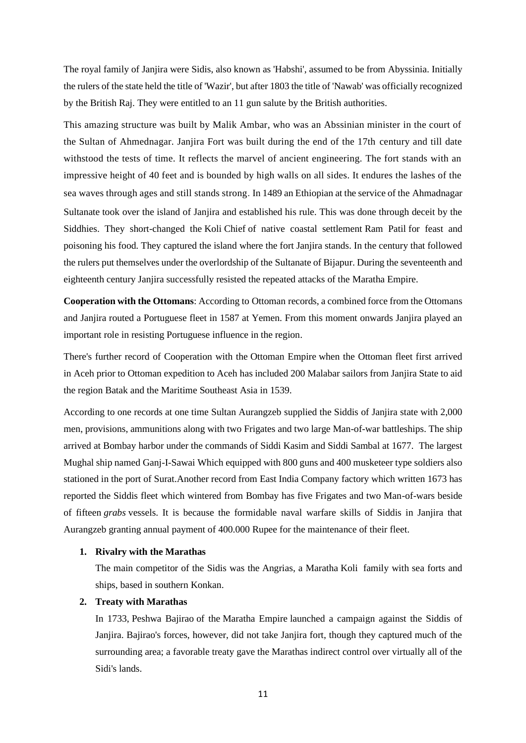The royal family of Janjira were Sidis, also known as 'Habshi', assumed to be from Abyssinia. Initially the rulers of the state held the title of 'Wazir', but after 1803 the title of 'Nawab' was officially recognized by the British Raj. They were entitled to an 11 gun salute by the British authorities.

This amazing structure was built by Malik Ambar, who was an Abssinian minister in the court of the Sultan of Ahmednagar. Janjira Fort was built during the end of the 17th century and till date withstood the tests of time. It reflects the marvel of ancient engineering. The fort stands with an impressive height of 40 feet and is bounded by high walls on all sides. It endures the lashes of the sea waves through ages and still stands strong. In 1489 an Ethiopian at the service of the Ahmadnagar Sultanate took over the island of Janjira and established his rule. This was done through deceit by the Siddhies. They short-changed the Koli Chief of native coastal settlement Ram Patil for feast and poisoning his food. They captured the island where the fort Janjira stands. In the century that followed the rulers put themselves under the overlordship of the Sultanate of Bijapur. During the seventeenth and eighteenth century Janjira successfully resisted the repeated attacks of the Maratha Empire.

**Cooperation with the Ottomans**: According to Ottoman records, a combined force from the Ottomans and Janjira routed a Portuguese fleet in 1587 at Yemen. From this moment onwards Janjira played an important role in resisting Portuguese influence in the region.

There's further record of Cooperation with the Ottoman Empire when the Ottoman fleet first arrived in Aceh prior to Ottoman expedition to Aceh has included 200 Malabar sailors from Janjira State to aid the region Batak and the Maritime Southeast Asia in 1539.

According to one records at one time Sultan Aurangzeb supplied the Siddis of Janjira state with 2,000 men, provisions, ammunitions along with two Frigates and two large Man-of-war battleships. The ship arrived at Bombay harbor under the commands of Siddi Kasim and Siddi Sambal at 1677. The largest Mughal ship named Ganj-I-Sawai Which equipped with 800 guns and 400 musketeer type soldiers also stationed in the port of Surat.Another record from East India Company factory which written 1673 has reported the Siddis fleet which wintered from Bombay has five Frigates and two Man-of-wars beside of fifteen *grabs* vessels. It is because the formidable naval warfare skills of Siddis in Janjira that Aurangzeb granting annual payment of 400.000 Rupee for the maintenance of their fleet.

1. **Rivalry with the Marathas**

   The main competitor of the Sidis was the Angrias, a Maratha Koli family with sea forts and ships, based in southern Konkan.

2. **Treaty with Marathas**

   In 1733, Peshwa Bajirao of the Maratha Empire launched a campaign against the Siddis of Janjira. Bajirao's forces, however, did not take Janjira fort, though they captured much of the surrounding area; a favorable treaty gave the Marathas indirect control over virtually all of the Sidi's lands.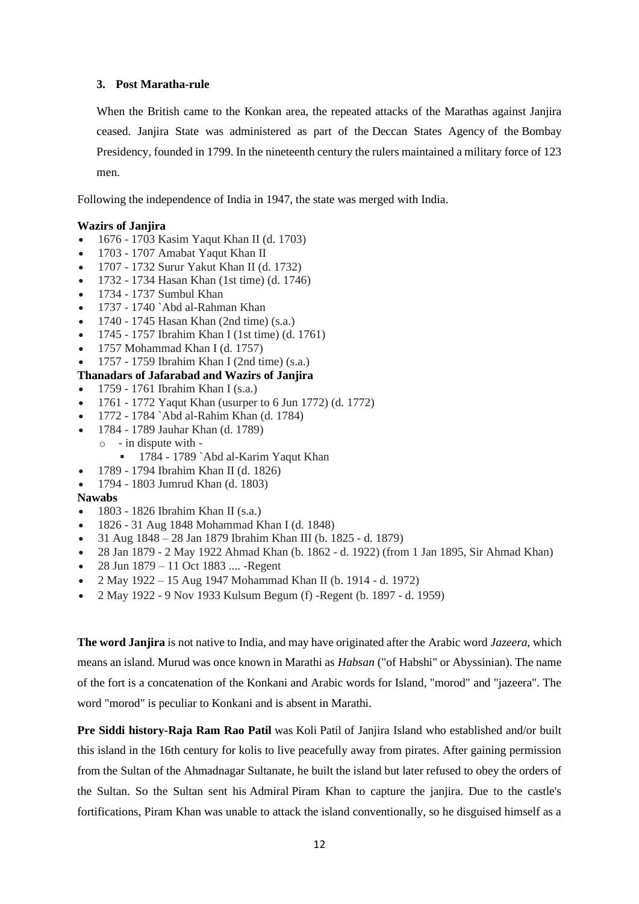### 3. Post Maratha-rule

When the British came to the Konkan area, the repeated attacks of the Marathas against Janjira ceased. Janjira State was administered as part of the Deccan States Agency of the Bombay Presidency, founded in 1799. In the nineteenth century the rulers maintained a military force of 123 men.

Following the independence of India in 1947, the state was merged with India.

**Wazirs of Janjira**

- 1676 - 1703 Kasim Yaqut Khan II (d. 1703)
- 1703 - 1707 Amabat Yaqut Khan II
- 1707 - 1732 Surur Yakut Khan II (d. 1732)
- 1732 - 1734 Hasan Khan (1st time) (d. 1746)
- 1734 - 1737 Sumbul Khan
- 1737 - 1740 `Abd al-Rahman Khan
- 1740 - 1745 Hasan Khan (2nd time) (s.a.)
- 1745 - 1757 Ibrahim Khan I (1st time) (d. 1761)
- 1757 Mohammad Khan I (d. 1757)
- 1757 - 1759 Ibrahim Khan I (2nd time) (s.a.)

**Thanadars of Jafarabad and Wazirs of Janjira**

- 1759 - 1761 Ibrahim Khan I (s.a.)
- 1761 - 1772 Yaqut Khan (usurper to 6 Jun 1772) (d. 1772)
- 1772 - 1784 `Abd al-Rahim Khan (d. 1784)
- 1784 - 1789 Jauhar Khan (d. 1789)
    - - in dispute with -
        - 1784 - 1789 `Abd al-Karim Yaqut Khan
- 1789 - 1794 Ibrahim Khan II (d. 1826)
- 1794 - 1803 Jumrud Khan (d. 1803)

**Nawabs**

- 1803 - 1826 Ibrahim Khan II (s.a.)
- 1826 - 31 Aug 1848 Mohammad Khan I (d. 1848)
- 31 Aug 1848 – 28 Jan 1879 Ibrahim Khan III (b. 1825 - d. 1879)
- 28 Jan 1879 - 2 May 1922 Ahmad Khan (b. 1862 - d. 1922) (from 1 Jan 1895, Sir Ahmad Khan)
- 28 Jun 1879 – 11 Oct 1883 .... -Regent
- 2 May 1922 – 15 Aug 1947 Mohammad Khan II (b. 1914 - d. 1972)
- 2 May 1922 - 9 Nov 1933 Kulsum Begum (f) -Regent (b. 1897 - d. 1959)

**The word Janjira** is not native to India, and may have originated after the Arabic word *Jazeera*, which means an island. Murud was once known in Marathi as *Habsan* ("of Habshi" or Abyssinian). The name of the fort is a concatenation of the Konkani and Arabic words for Island, "morod" and "jazeera". The word "morod" is peculiar to Konkani and is absent in Marathi.

**Pre Siddi history-Raja Ram Rao Patil** was Koli Patil of Janjira Island who established and/or built this island in the 16th century for kolis to live peacefully away from pirates. After gaining permission from the Sultan of the Ahmadnagar Sultanate, he built the island but later refused to obey the orders of the Sultan. So the Sultan sent his Admiral Piram Khan to capture the janjira. Due to the castle's fortifications, Piram Khan was unable to attack the island conventionally, so he disguised himself as a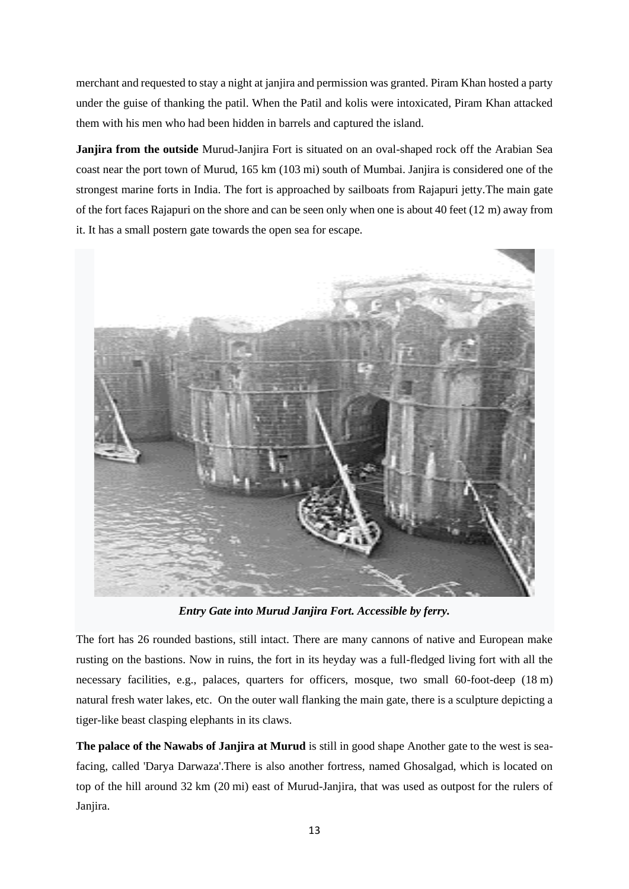merchant and requested to stay a night at janjira and permission was granted. Piram Khan hosted a party under the guise of thanking the patil. When the Patil and kolis were intoxicated, Piram Khan attacked them with his men who had been hidden in barrels and captured the island.

**Janjira from the outside** Murud-Janjira Fort is situated on an oval-shaped rock off the Arabian Sea coast near the port town of Murud, 165 km (103 mi) south of Mumbai. Janjira is considered one of the strongest marine forts in India. The fort is approached by sailboats from Rajapuri jetty.The main gate of the fort faces Rajapuri on the shore and can be seen only when one is about 40 feet (12 m) away from it. It has a small postern gate towards the open sea for escape.

***Entry Gate into Murud Janjira Fort. Accessible by ferry.***

The fort has 26 rounded bastions, still intact. There are many cannons of native and European make rusting on the bastions. Now in ruins, the fort in its heyday was a full-fledged living fort with all the necessary facilities, e.g., palaces, quarters for officers, mosque, two small 60-foot-deep (18 m) natural fresh water lakes, etc. On the outer wall flanking the main gate, there is a sculpture depicting a tiger-like beast clasping elephants in its claws.

**The palace of the Nawabs of Janjira at Murud** is still in good shape Another gate to the west is sea-facing, called 'Darya Darwaza'.There is also another fortress, named Ghosalgad, which is located on top of the hill around 32 km (20 mi) east of Murud-Janjira, that was used as outpost for the rulers of Janjira.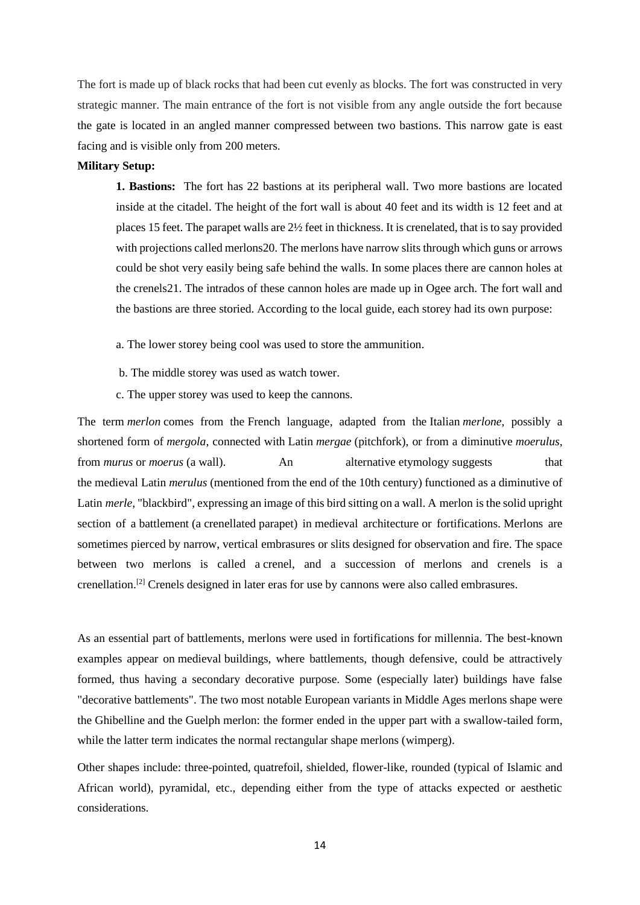The fort is made up of black rocks that had been cut evenly as blocks. The fort was constructed in very strategic manner. The main entrance of the fort is not visible from any angle outside the fort because the gate is located in an angled manner compressed between two bastions. This narrow gate is east facing and is visible only from 200 meters.

**Military Setup:**

**1. Bastions:** The fort has 22 bastions at its peripheral wall. Two more bastions are located inside at the citadel. The height of the fort wall is about 40 feet and its width is 12 feet and at places 15 feet. The parapet walls are 2½ feet in thickness. It is crenelated, that is to say provided with projections called merlons20. The merlons have narrow slits through which guns or arrows could be shot very easily being safe behind the walls. In some places there are cannon holes at the crenels21. The intrados of these cannon holes are made up in Ogee arch. The fort wall and the bastions are three storied. According to the local guide, each storey had its own purpose:

a. The lower storey being cool was used to store the ammunition.

b. The middle storey was used as watch tower.

c. The upper storey was used to keep the cannons.

The term *merlon* comes from the French language, adapted from the Italian *merlone*, possibly a shortened form of *mergola*, connected with Latin *mergae* (pitchfork), or from a diminutive *moerulus*, from *murus* or *moerus* (a wall). An alternative etymology suggests that the medieval Latin *merulus* (mentioned from the end of the 10th century) functioned as a diminutive of Latin *merle*, "blackbird", expressing an image of this bird sitting on a wall. A merlon is the solid upright section of a battlement (a crenellated parapet) in medieval architecture or fortifications. Merlons are sometimes pierced by narrow, vertical embrasures or slits designed for observation and fire. The space between two merlons is called a crenel, and a succession of merlons and crenels is a crenellation.[2] Crenels designed in later eras for use by cannons were also called embrasures.

As an essential part of battlements, merlons were used in fortifications for millennia. The best-known examples appear on medieval buildings, where battlements, though defensive, could be attractively formed, thus having a secondary decorative purpose. Some (especially later) buildings have false "decorative battlements". The two most notable European variants in Middle Ages merlons shape were the Ghibelline and the Guelph merlon: the former ended in the upper part with a swallow-tailed form, while the latter term indicates the normal rectangular shape merlons (wimperg).

Other shapes include: three-pointed, quatrefoil, shielded, flower-like, rounded (typical of Islamic and African world), pyramidal, etc., depending either from the type of attacks expected or aesthetic considerations.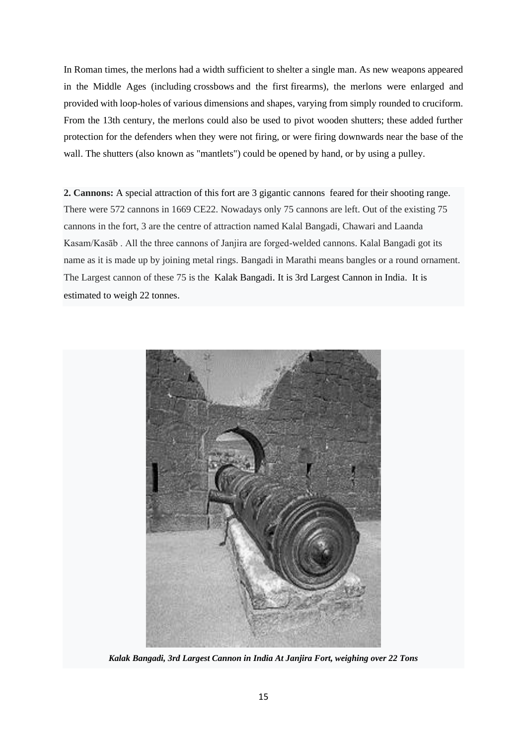In Roman times, the merlons had a width sufficient to shelter a single man. As new weapons appeared in the Middle Ages (including crossbows and the first firearms), the merlons were enlarged and provided with loop-holes of various dimensions and shapes, varying from simply rounded to cruciform. From the 13th century, the merlons could also be used to pivot wooden shutters; these added further protection for the defenders when they were not firing, or were firing downwards near the base of the wall. The shutters (also known as "mantlets") could be opened by hand, or by using a pulley.

**2. Cannons:** A special attraction of this fort are 3 gigantic cannons feared for their shooting range. There were 572 cannons in 1669 CE22. Nowadays only 75 cannons are left. Out of the existing 75 cannons in the fort, 3 are the centre of attraction named Kalal Bangadi, Chawari and Laanda Kasam/Kasāb . All the three cannons of Janjira are forged-welded cannons. Kalal Bangadi got its name as it is made up by joining metal rings. Bangadi in Marathi means bangles or a round ornament. The Largest cannon of these 75 is the Kalak Bangadi. It is 3rd Largest Cannon in India. It is estimated to weigh 22 tonnes.

***Kalak Bangadi, 3rd Largest Cannon in India At Janjira Fort, weighing over 22 Tons***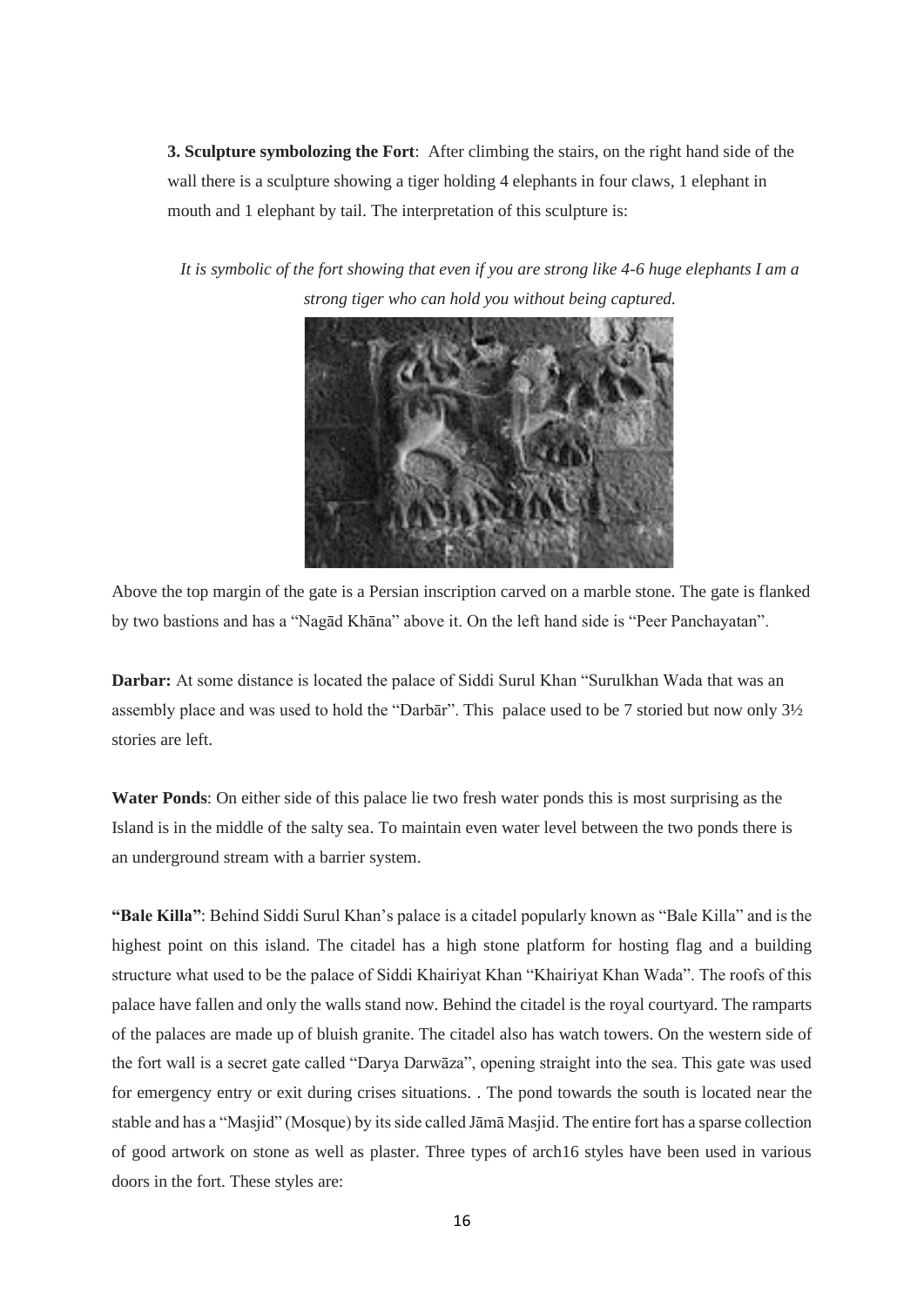**3. Sculpture symbolozing the Fort**: After climbing the stairs, on the right hand side of the wall there is a sculpture showing a tiger holding 4 elephants in four claws, 1 elephant in mouth and 1 elephant by tail. The interpretation of this sculpture is:

*It is symbolic of the fort showing that even if you are strong like 4-6 huge elephants I am a strong tiger who can hold you without being captured.*

Above the top margin of the gate is a Persian inscription carved on a marble stone. The gate is flanked by two bastions and has a "Nagād Khāna" above it. On the left hand side is "Peer Panchayatan".

**Darbar:** At some distance is located the palace of Siddi Surul Khan "Surulkhan Wada that was an assembly place and was used to hold the "Darbār". This palace used to be 7 storied but now only 3½ stories are left.

**Water Ponds**: On either side of this palace lie two fresh water ponds this is most surprising as the Island is in the middle of the salty sea. To maintain even water level between the two ponds there is an underground stream with a barrier system.

**"Bale Killa"**: Behind Siddi Surul Khan's palace is a citadel popularly known as "Bale Killa" and is the highest point on this island. The citadel has a high stone platform for hosting flag and a building structure what used to be the palace of Siddi Khairiyat Khan "Khairiyat Khan Wada". The roofs of this palace have fallen and only the walls stand now. Behind the citadel is the royal courtyard. The ramparts of the palaces are made up of bluish granite. The citadel also has watch towers. On the western side of the fort wall is a secret gate called "Darya Darwāza", opening straight into the sea. This gate was used for emergency entry or exit during crises situations. . The pond towards the south is located near the stable and has a "Masjid" (Mosque) by its side called Jāmā Masjid. The entire fort has a sparse collection of good artwork on stone as well as plaster. Three types of arch16 styles have been used in various doors in the fort. These styles are: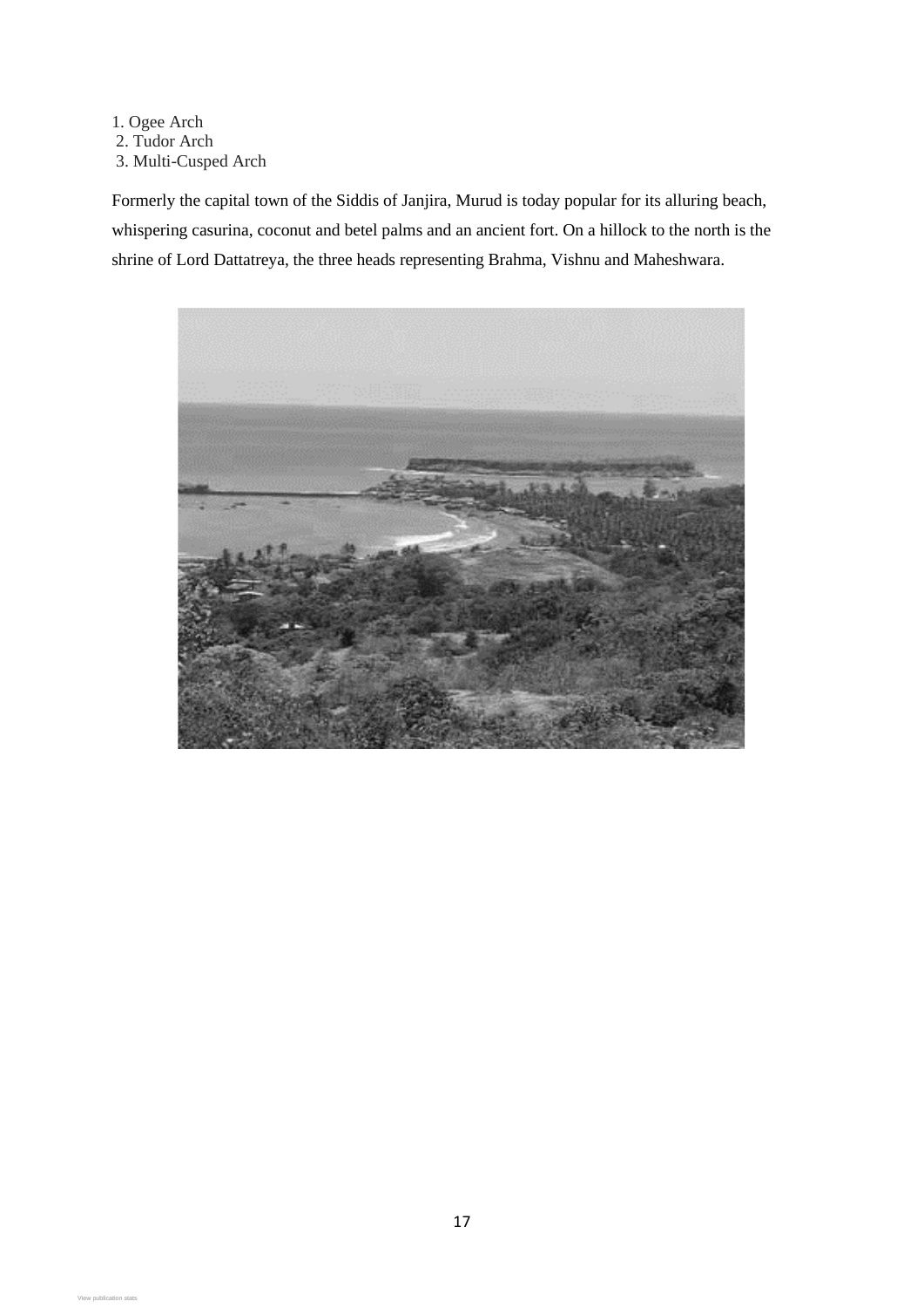1. Ogee Arch
2. Tudor Arch
3. Multi-Cusped Arch

Formerly the capital town of the Siddis of Janjira, Murud is today popular for its alluring beach, whispering casurina, coconut and betel palms and an ancient fort. On a hillock to the north is the shrine of Lord Dattatreya, the three heads representing Brahma, Vishnu and Maheshwara.